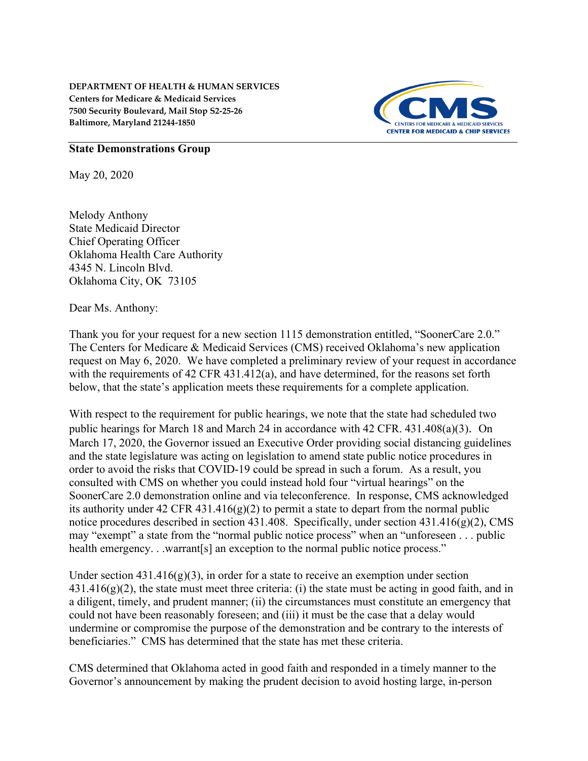**DEPARTMENT OF HEALTH & HUMAN SERVICES**
**Centers for Medicare & Medicaid Services**
**7500 Security Boulevard, Mail Stop S2-25-26**
**Baltimore, Maryland 21244-1850**

**State Demonstrations Group**

May 20, 2020

Melody Anthony
State Medicaid Director
Chief Operating Officer
Oklahoma Health Care Authority
4345 N. Lincoln Blvd.
Oklahoma City, OK 73105

Dear Ms. Anthony:

Thank you for your request for a new section 1115 demonstration entitled, "SoonerCare 2.0." The Centers for Medicare & Medicaid Services (CMS) received Oklahoma's new application request on May 6, 2020. We have completed a preliminary review of your request in accordance with the requirements of 42 CFR 431.412(a), and have determined, for the reasons set forth below, that the state's application meets these requirements for a complete application.

With respect to the requirement for public hearings, we note that the state had scheduled two public hearings for March 18 and March 24 in accordance with 42 CFR. 431.408(a)(3). On March 17, 2020, the Governor issued an Executive Order providing social distancing guidelines and the state legislature was acting on legislation to amend state public notice procedures in order to avoid the risks that COVID-19 could be spread in such a forum. As a result, you consulted with CMS on whether you could instead hold four "virtual hearings" on the SoonerCare 2.0 demonstration online and via teleconference. In response, CMS acknowledged its authority under 42 CFR 431.416(g)(2) to permit a state to depart from the normal public notice procedures described in section 431.408. Specifically, under section 431.416(g)(2), CMS may "exempt" a state from the "normal public notice process" when an "unforeseen . . . public health emergency. . .warrant[s] an exception to the normal public notice process."

Under section 431.416(g)(3), in order for a state to receive an exemption under section 431.416(g)(2), the state must meet three criteria: (i) the state must be acting in good faith, and in a diligent, timely, and prudent manner; (ii) the circumstances must constitute an emergency that could not have been reasonably foreseen; and (iii) it must be the case that a delay would undermine or compromise the purpose of the demonstration and be contrary to the interests of beneficiaries." CMS has determined that the state has met these criteria.

CMS determined that Oklahoma acted in good faith and responded in a timely manner to the Governor's announcement by making the prudent decision to avoid hosting large, in-person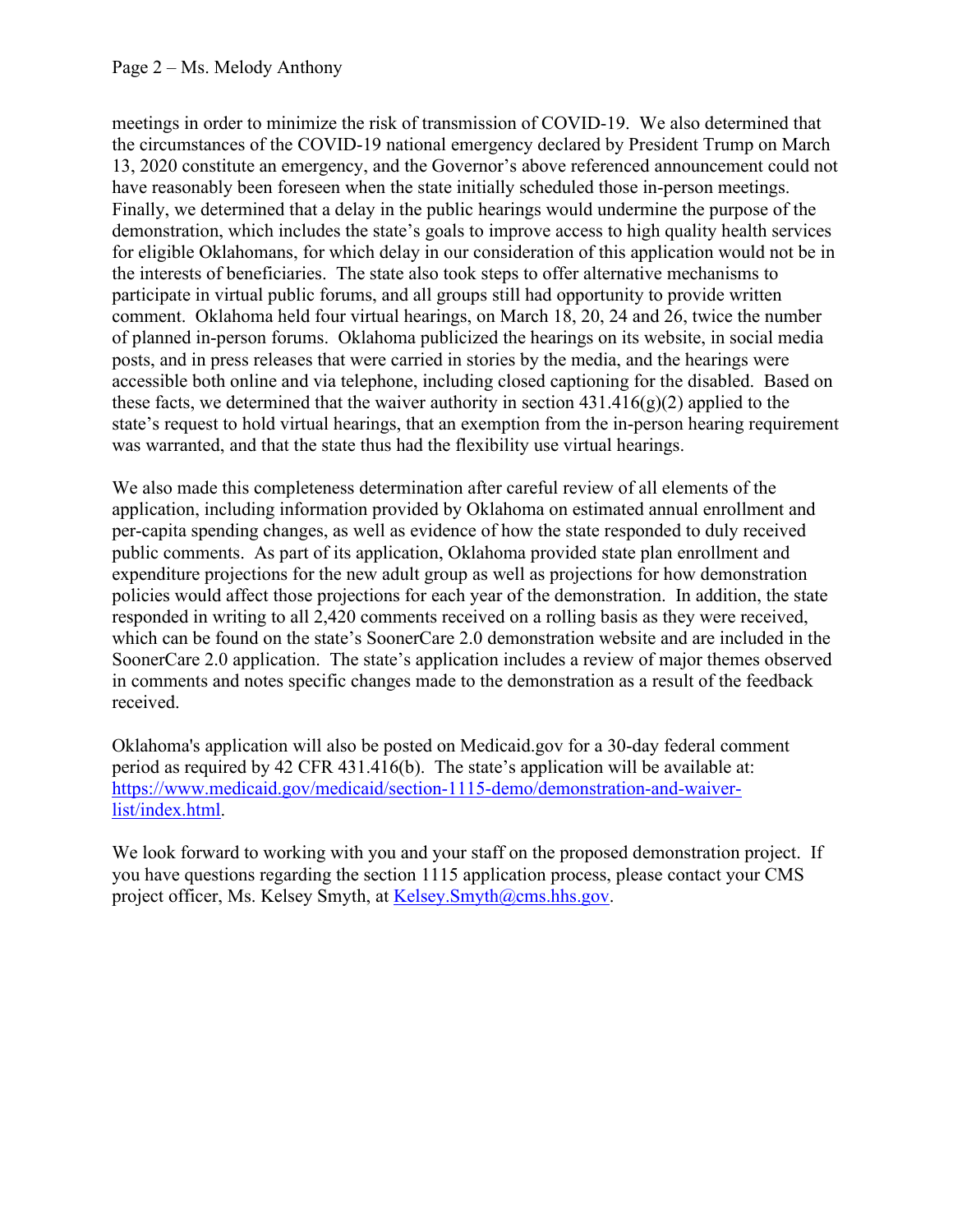meetings in order to minimize the risk of transmission of COVID-19. We also determined that the circumstances of the COVID-19 national emergency declared by President Trump on March 13, 2020 constitute an emergency, and the Governor's above referenced announcement could not have reasonably been foreseen when the state initially scheduled those in-person meetings. Finally, we determined that a delay in the public hearings would undermine the purpose of the demonstration, which includes the state's goals to improve access to high quality health services for eligible Oklahomans, for which delay in our consideration of this application would not be in the interests of beneficiaries. The state also took steps to offer alternative mechanisms to participate in virtual public forums, and all groups still had opportunity to provide written comment. Oklahoma held four virtual hearings, on March 18, 20, 24 and 26, twice the number of planned in-person forums. Oklahoma publicized the hearings on its website, in social media posts, and in press releases that were carried in stories by the media, and the hearings were accessible both online and via telephone, including closed captioning for the disabled. Based on these facts, we determined that the waiver authority in section 431.416(g)(2) applied to the state's request to hold virtual hearings, that an exemption from the in-person hearing requirement was warranted, and that the state thus had the flexibility use virtual hearings.

We also made this completeness determination after careful review of all elements of the application, including information provided by Oklahoma on estimated annual enrollment and per-capita spending changes, as well as evidence of how the state responded to duly received public comments. As part of its application, Oklahoma provided state plan enrollment and expenditure projections for the new adult group as well as projections for how demonstration policies would affect those projections for each year of the demonstration. In addition, the state responded in writing to all 2,420 comments received on a rolling basis as they were received, which can be found on the state's SoonerCare 2.0 demonstration website and are included in the SoonerCare 2.0 application. The state's application includes a review of major themes observed in comments and notes specific changes made to the demonstration as a result of the feedback received.

Oklahoma's application will also be posted on Medicaid.gov for a 30-day federal comment period as required by 42 CFR 431.416(b). The state's application will be available at: [https://www.medicaid.gov/medicaid/section-1115-demo/demonstration-and-waiver-list/index.html](https://www.medicaid.gov/medicaid/section-1115-demo/demonstration-and-waiver-list/index.html).

We look forward to working with you and your staff on the proposed demonstration project. If you have questions regarding the section 1115 application process, please contact your CMS project officer, Ms. Kelsey Smyth, at [Kelsey.Smyth@cms.hhs.gov](mailto:Kelsey.Smyth@cms.hhs.gov).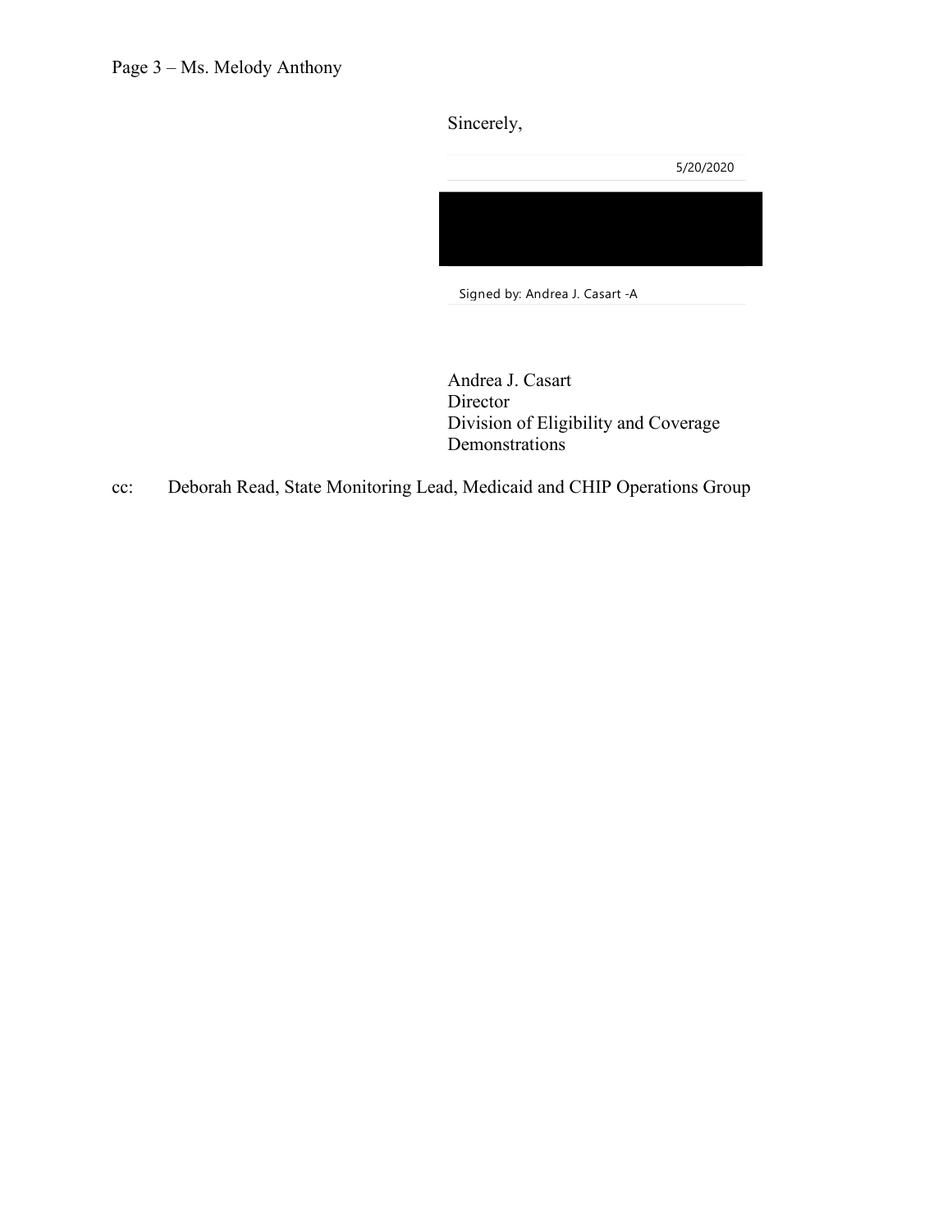Page 3 – Ms. Melody Anthony

Sincerely,

5/20/2020

Signed by: Andrea J. Casart -A

Andrea J. Casart
Director
Division of Eligibility and Coverage Demonstrations

cc: Deborah Read, State Monitoring Lead, Medicaid and CHIP Operations Group